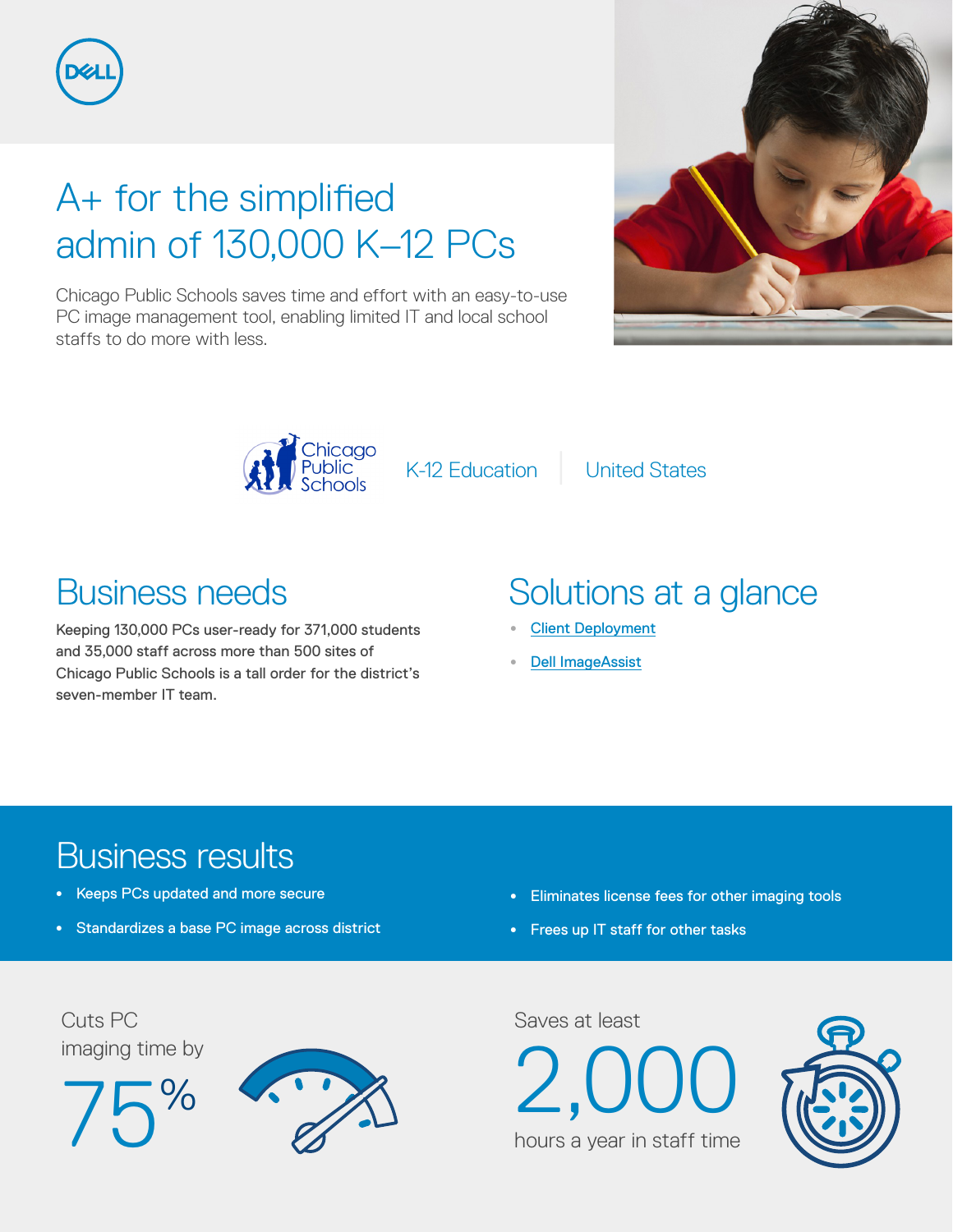# A+ for the simplified admin of 130,000 K–12 PCs

Chicago Public Schools saves time and effort with an easy-to-use PC image management tool, enabling limited IT and local school staffs to do more with less.

Chicago Public Schools | K-12 Education | United States

## Business needs

Keeping 130,000 PCs user-ready for 371,000 students and 35,000 staff across more than 500 sites of Chicago Public Schools is a tall order for the district's seven-member IT team.

## Solutions at a glance

- Client Deployment
- Dell ImageAssist

## Business results

- Keeps PCs updated and more secure
- Standardizes a base PC image across district
- Eliminates license fees for other imaging tools
- Frees up IT staff for other tasks

Cuts PC imaging time by

**75%**

Saves at least

**2,000**

hours a year in staff time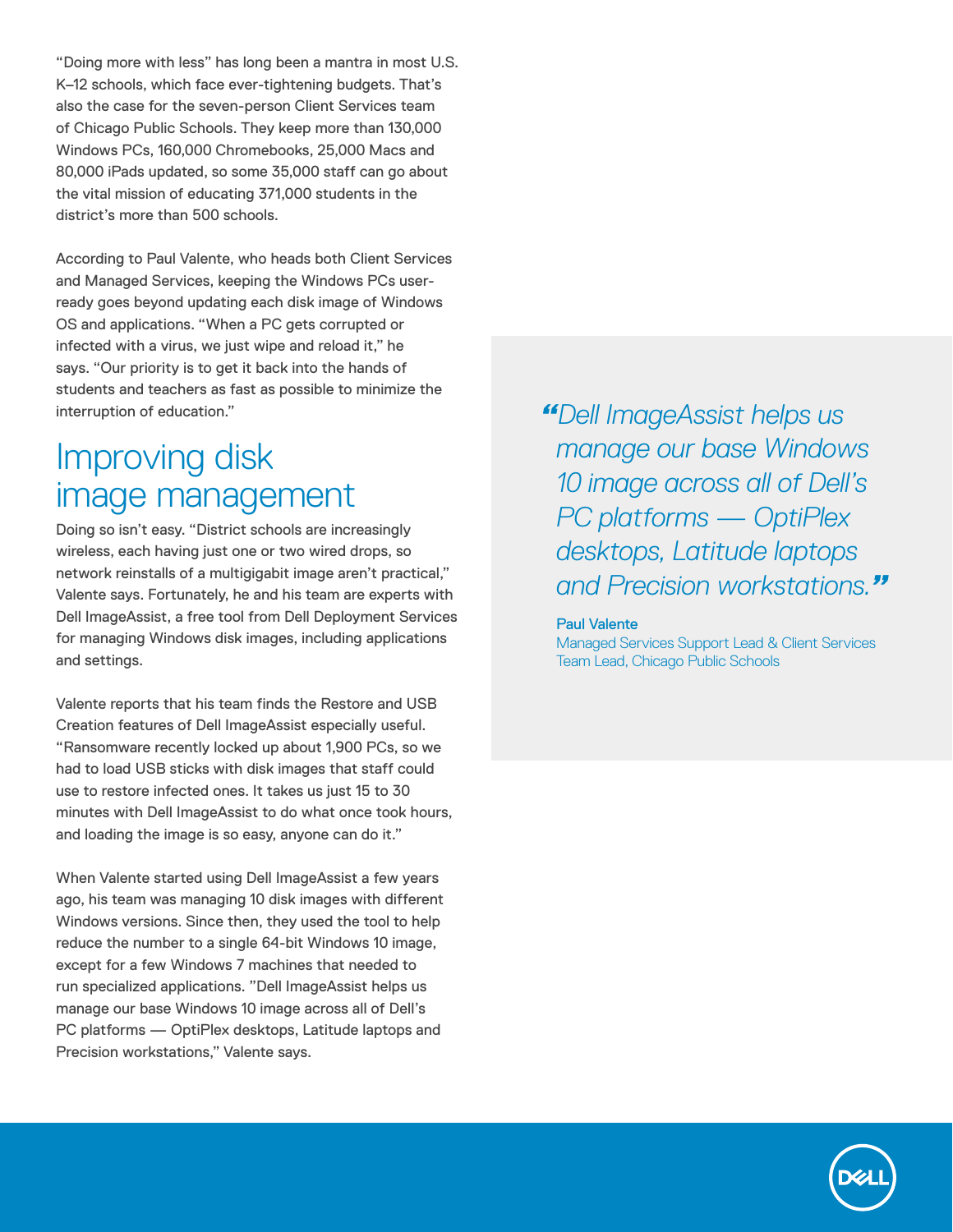"Doing more with less" has long been a mantra in most U.S. K–12 schools, which face ever-tightening budgets. That's also the case for the seven-person Client Services team of Chicago Public Schools. They keep more than 130,000 Windows PCs, 160,000 Chromebooks, 25,000 Macs and 80,000 iPads updated, so some 35,000 staff can go about the vital mission of educating 371,000 students in the district's more than 500 schools.

According to Paul Valente, who heads both Client Services and Managed Services, keeping the Windows PCs user-ready goes beyond updating each disk image of Windows OS and applications. "When a PC gets corrupted or infected with a virus, we just wipe and reload it," he says. "Our priority is to get it back into the hands of students and teachers as fast as possible to minimize the interruption of education."

## Improving disk image management

Doing so isn't easy. "District schools are increasingly wireless, each having just one or two wired drops, so network reinstalls of a multigigabit image aren't practical," Valente says. Fortunately, he and his team are experts with Dell ImageAssist, a free tool from Dell Deployment Services for managing Windows disk images, including applications and settings.

Valente reports that his team finds the Restore and USB Creation features of Dell ImageAssist especially useful. "Ransomware recently locked up about 1,900 PCs, so we had to load USB sticks with disk images that staff could use to restore infected ones. It takes us just 15 to 30 minutes with Dell ImageAssist to do what once took hours, and loading the image is so easy, anyone can do it."

When Valente started using Dell ImageAssist a few years ago, his team was managing 10 disk images with different Windows versions. Since then, they used the tool to help reduce the number to a single 64-bit Windows 10 image, except for a few Windows 7 machines that needed to run specialized applications. "Dell ImageAssist helps us manage our base Windows 10 image across all of Dell's PC platforms — OptiPlex desktops, Latitude laptops and Precision workstations," Valente says.

> *"Dell ImageAssist helps us manage our base Windows 10 image across all of Dell's PC platforms — OptiPlex desktops, Latitude laptops and Precision workstations."*
>
> Paul Valente
> Managed Services Support Lead & Client Services Team Lead, Chicago Public Schools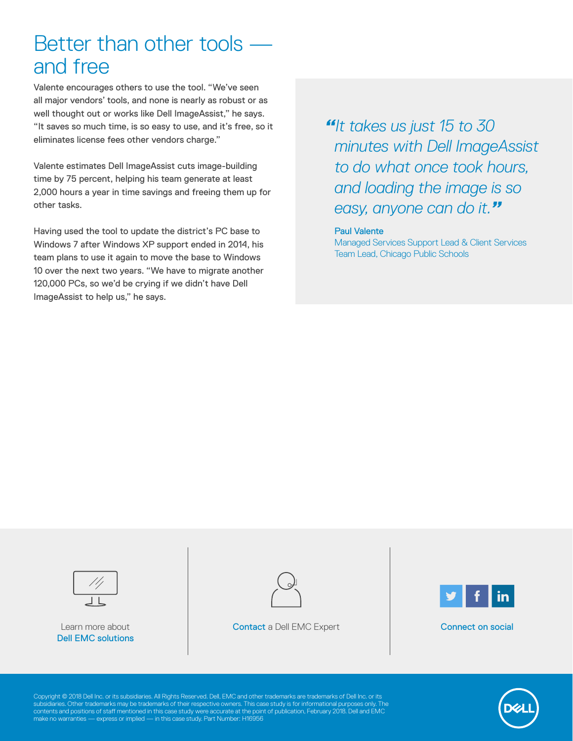# Better than other tools — and free

Valente encourages others to use the tool. "We've seen all major vendors' tools, and none is nearly as robust or as well thought out or works like Dell ImageAssist," he says. "It saves so much time, is so easy to use, and it's free, so it eliminates license fees other vendors charge."

Valente estimates Dell ImageAssist cuts image-building time by 75 percent, helping his team generate at least 2,000 hours a year in time savings and freeing them up for other tasks.

Having used the tool to update the district's PC base to Windows 7 after Windows XP support ended in 2014, his team plans to use it again to move the base to Windows 10 over the next two years. "We have to migrate another 120,000 PCs, so we'd be crying if we didn't have Dell ImageAssist to help us," he says.

> *"It takes us just 15 to 30 minutes with Dell ImageAssist to do what once took hours, and loading the image is so easy, anyone can do it."*
>
> **Paul Valente**
> Managed Services Support Lead & Client Services Team Lead, Chicago Public Schools

Learn more about **Dell EMC solutions**

**Contact** a Dell EMC Expert

**Connect on social**

Copyright © 2018 Dell Inc. or its subsidiaries. All Rights Reserved. Dell, EMC and other trademarks are trademarks of Dell Inc. or its subsidiaries. Other trademarks may be trademarks of their respective owners. This case study is for informational purposes only. The contents and positions of staff mentioned in this case study were accurate at the point of publication, February 2018. Dell and EMC make no warranties — express or implied — in this case study. Part Number: H16956